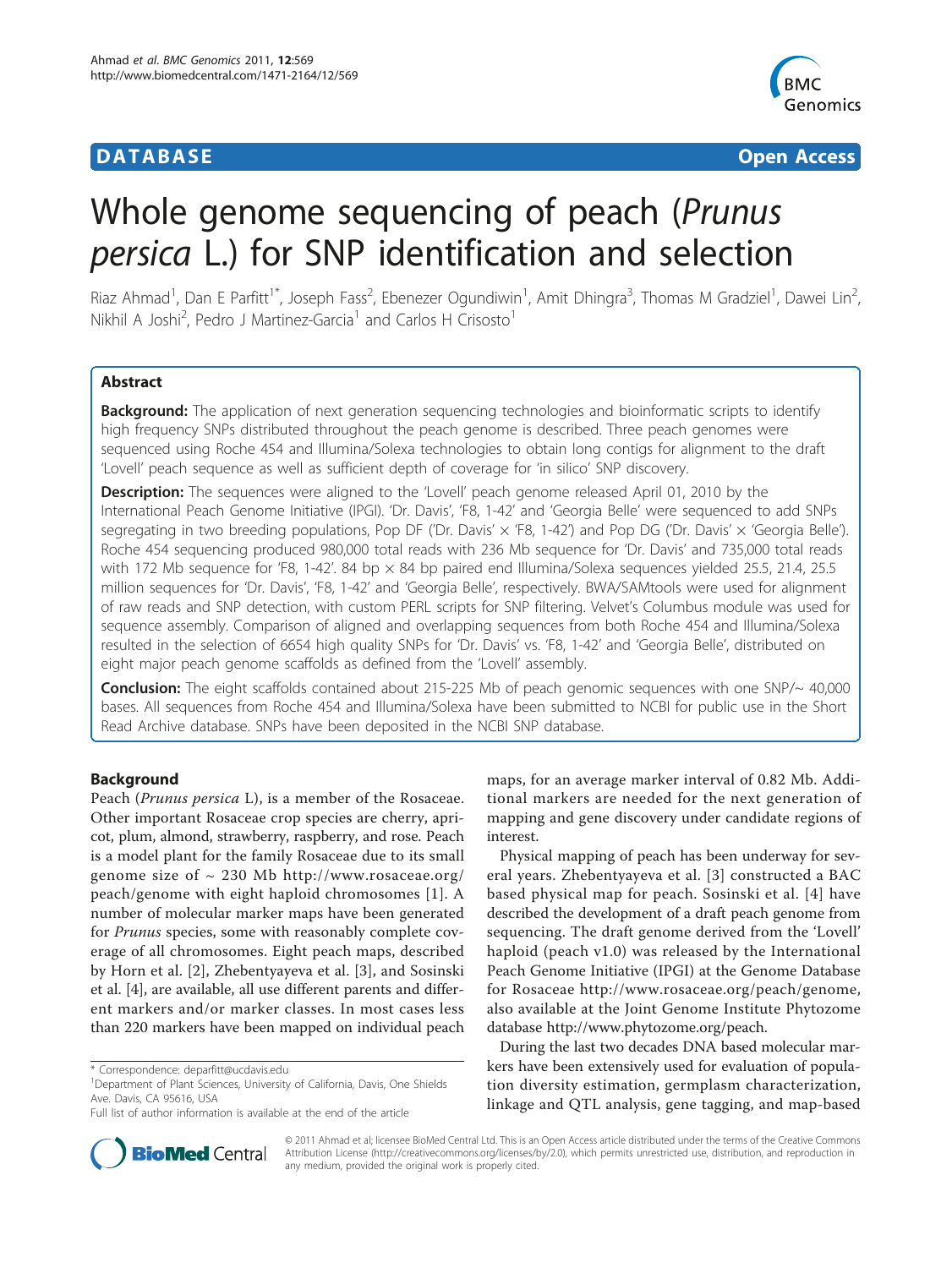**DATABASE** **Open Access**

# Whole genome sequencing of peach (*Prunus persica* L.) for SNP identification and selection

Riaz Ahmad[1], Dan E Parfitt[1*], Joseph Fass[2], Ebenezer Ogundiwin[1], Amit Dhingra[3], Thomas M Gradziel[1], Dawei Lin[2], Nikhil A Joshi[2], Pedro J Martinez-Garcia[1] and Carlos H Crisosto[1]

## Abstract

**Background:** The application of next generation sequencing technologies and bioinformatic scripts to identify high frequency SNPs distributed throughout the peach genome is described. Three peach genomes were sequenced using Roche 454 and Illumina/Solexa technologies to obtain long contigs for alignment to the draft 'Lovell' peach sequence as well as sufficient depth of coverage for 'in silico' SNP discovery.

**Description:** The sequences were aligned to the 'Lovell' peach genome released April 01, 2010 by the International Peach Genome Initiative (IPGI). 'Dr. Davis', 'F8, 1-42' and 'Georgia Belle' were sequenced to add SNPs segregating in two breeding populations, Pop DF ('Dr. Davis' × 'F8, 1-42') and Pop DG ('Dr. Davis' × 'Georgia Belle'). Roche 454 sequencing produced 980,000 total reads with 236 Mb sequence for 'Dr. Davis' and 735,000 total reads with 172 Mb sequence for 'F8, 1-42'. 84 bp × 84 bp paired end Illumina/Solexa sequences yielded 25.5, 21.4, 25.5 million sequences for 'Dr. Davis', 'F8, 1-42' and 'Georgia Belle', respectively. BWA/SAMtools were used for alignment of raw reads and SNP detection, with custom PERL scripts for SNP filtering. Velvet's Columbus module was used for sequence assembly. Comparison of aligned and overlapping sequences from both Roche 454 and Illumina/Solexa resulted in the selection of 6654 high quality SNPs for 'Dr. Davis' vs. 'F8, 1-42' and 'Georgia Belle', distributed on eight major peach genome scaffolds as defined from the 'Lovell' assembly.

**Conclusion:** The eight scaffolds contained about 215-225 Mb of peach genomic sequences with one SNP/~ 40,000 bases. All sequences from Roche 454 and Illumina/Solexa have been submitted to NCBI for public use in the Short Read Archive database. SNPs have been deposited in the NCBI SNP database.

## Background

Peach (*Prunus persica* L), is a member of the Rosaceae. Other important Rosaceae crop species are cherry, apricot, plum, almond, strawberry, raspberry, and rose. Peach is a model plant for the family Rosaceae due to its small genome size of ~ 230 Mb http://www.rosaceae.org/peach/genome with eight haploid chromosomes [1]. A number of molecular marker maps have been generated for *Prunus* species, some with reasonably complete coverage of all chromosomes. Eight peach maps, described by Horn et al. [2], Zhebentyayeva et al. [3], and Sosinski et al. [4], are available, all use different parents and different markers and/or marker classes. In most cases less than 220 markers have been mapped on individual peach maps, for an average marker interval of 0.82 Mb. Additional markers are needed for the next generation of mapping and gene discovery under candidate regions of interest.

Physical mapping of peach has been underway for several years. Zhebentyayeva et al. [3] constructed a BAC based physical map for peach. Sosinski et al. [4] have described the development of a draft peach genome from sequencing. The draft genome derived from the 'Lovell' haploid (peach v1.0) was released by the International Peach Genome Initiative (IPGI) at the Genome Database for Rosaceae http://www.rosaceae.org/peach/genome, also available at the Joint Genome Institute Phytozome database http://www.phytozome.org/peach.

During the last two decades DNA based molecular markers have been extensively used for evaluation of population diversity estimation, germplasm characterization, linkage and QTL analysis, gene tagging, and map-based

\* Correspondence: deparfitt@ucdavis.edu
[1]Department of Plant Sciences, University of California, Davis, One Shields Ave. Davis, CA 95616, USA
Full list of author information is available at the end of the article

© 2011 Ahmad et al; licensee BioMed Central Ltd. This is an Open Access article distributed under the terms of the Creative Commons Attribution License (http://creativecommons.org/licenses/by/2.0), which permits unrestricted use, distribution, and reproduction in any medium, provided the original work is properly cited.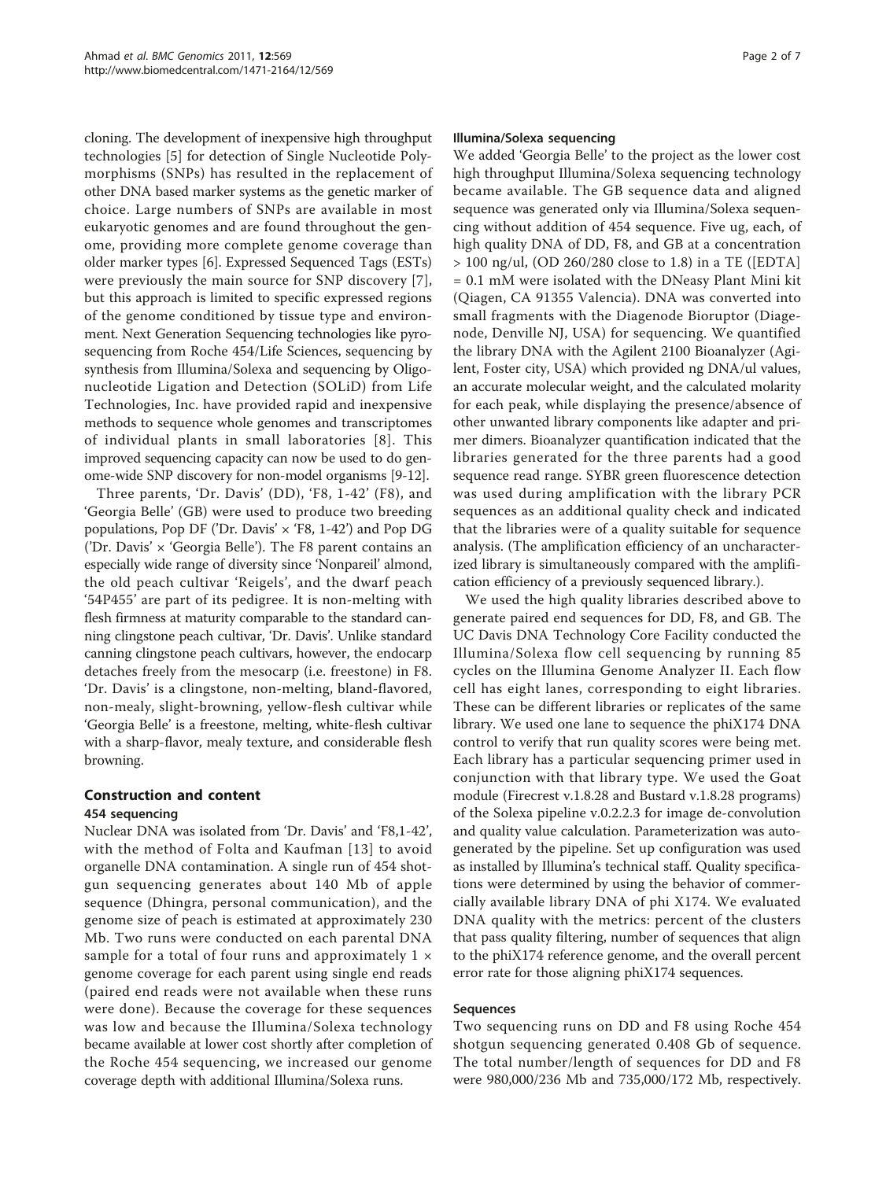cloning. The development of inexpensive high throughput technologies [5] for detection of Single Nucleotide Polymorphisms (SNPs) has resulted in the replacement of other DNA based marker systems as the genetic marker of choice. Large numbers of SNPs are available in most eukaryotic genomes and are found throughout the genome, providing more complete genome coverage than older marker types [6]. Expressed Sequenced Tags (ESTs) were previously the main source for SNP discovery [7], but this approach is limited to specific expressed regions of the genome conditioned by tissue type and environment. Next Generation Sequencing technologies like pyrosequencing from Roche 454/Life Sciences, sequencing by synthesis from Illumina/Solexa and sequencing by Oligonucleotide Ligation and Detection (SOLiD) from Life Technologies, Inc. have provided rapid and inexpensive methods to sequence whole genomes and transcriptomes of individual plants in small laboratories [8]. This improved sequencing capacity can now be used to do genome-wide SNP discovery for non-model organisms [9-12].

Three parents, 'Dr. Davis' (DD), 'F8, 1-42' (F8), and 'Georgia Belle' (GB) were used to produce two breeding populations, Pop DF ('Dr. Davis' × 'F8, 1-42') and Pop DG ('Dr. Davis' × 'Georgia Belle'). The F8 parent contains an especially wide range of diversity since 'Nonpareil' almond, the old peach cultivar 'Reigels', and the dwarf peach '54P455' are part of its pedigree. It is non-melting with flesh firmness at maturity comparable to the standard canning clingstone peach cultivar, 'Dr. Davis'. Unlike standard canning clingstone peach cultivars, however, the endocarp detaches freely from the mesocarp (i.e. freestone) in F8. 'Dr. Davis' is a clingstone, non-melting, bland-flavored, non-mealy, slight-browning, yellow-flesh cultivar while 'Georgia Belle' is a freestone, melting, white-flesh cultivar with a sharp-flavor, mealy texture, and considerable flesh browning.

## Construction and content

### 454 sequencing

Nuclear DNA was isolated from 'Dr. Davis' and 'F8,1-42', with the method of Folta and Kaufman [13] to avoid organelle DNA contamination. A single run of 454 shotgun sequencing generates about 140 Mb of apple sequence (Dhingra, personal communication), and the genome size of peach is estimated at approximately 230 Mb. Two runs were conducted on each parental DNA sample for a total of four runs and approximately 1 × genome coverage for each parent using single end reads (paired end reads were not available when these runs were done). Because the coverage for these sequences was low and because the Illumina/Solexa technology became available at lower cost shortly after completion of the Roche 454 sequencing, we increased our genome coverage depth with additional Illumina/Solexa runs.

### Illumina/Solexa sequencing

We added 'Georgia Belle' to the project as the lower cost high throughput Illumina/Solexa sequencing technology became available. The GB sequence data and aligned sequence was generated only via Illumina/Solexa sequencing without addition of 454 sequence. Five ug, each, of high quality DNA of DD, F8, and GB at a concentration > 100 ng/ul, (OD 260/280 close to 1.8) in a TE ([EDTA] = 0.1 mM were isolated with the DNeasy Plant Mini kit (Qiagen, CA 91355 Valencia). DNA was converted into small fragments with the Diagenode Bioruptor (Diagenode, Denville NJ, USA) for sequencing. We quantified the library DNA with the Agilent 2100 Bioanalyzer (Agilent, Foster city, USA) which provided ng DNA/ul values, an accurate molecular weight, and the calculated molarity for each peak, while displaying the presence/absence of other unwanted library components like adapter and primer dimers. Bioanalyzer quantification indicated that the libraries generated for the three parents had a good sequence read range. SYBR green fluorescence detection was used during amplification with the library PCR sequences as an additional quality check and indicated that the libraries were of a quality suitable for sequence analysis. (The amplification efficiency of an uncharacterized library is simultaneously compared with the amplification efficiency of a previously sequenced library.).

We used the high quality libraries described above to generate paired end sequences for DD, F8, and GB. The UC Davis DNA Technology Core Facility conducted the Illumina/Solexa flow cell sequencing by running 85 cycles on the Illumina Genome Analyzer II. Each flow cell has eight lanes, corresponding to eight libraries. These can be different libraries or replicates of the same library. We used one lane to sequence the phiX174 DNA control to verify that run quality scores were being met. Each library has a particular sequencing primer used in conjunction with that library type. We used the Goat module (Firecrest v.1.8.28 and Bustard v.1.8.28 programs) of the Solexa pipeline v.0.2.2.3 for image de-convolution and quality value calculation. Parameterization was autogenerated by the pipeline. Set up configuration was used as installed by Illumina's technical staff. Quality specifications were determined by using the behavior of commercially available library DNA of phi X174. We evaluated DNA quality with the metrics: percent of the clusters that pass quality filtering, number of sequences that align to the phiX174 reference genome, and the overall percent error rate for those aligning phiX174 sequences.

### Sequences

Two sequencing runs on DD and F8 using Roche 454 shotgun sequencing generated 0.408 Gb of sequence. The total number/length of sequences for DD and F8 were 980,000/236 Mb and 735,000/172 Mb, respectively.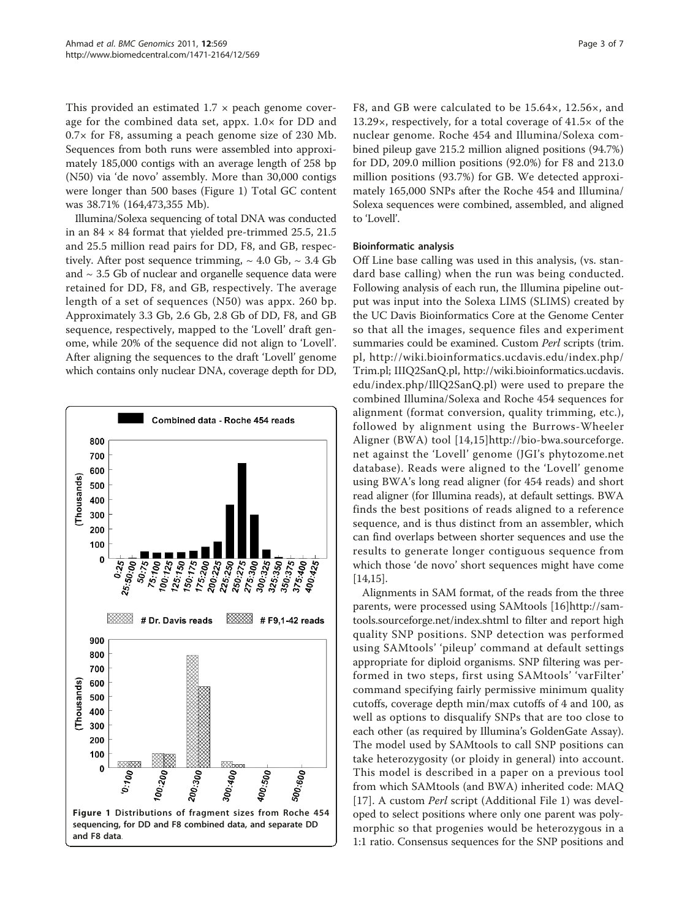This provided an estimated 1.7 × peach genome coverage for the combined data set, appx. 1.0× for DD and 0.7× for F8, assuming a peach genome size of 230 Mb. Sequences from both runs were assembled into approximately 185,000 contigs with an average length of 258 bp (N50) via 'de novo' assembly. More than 30,000 contigs were longer than 500 bases (Figure 1) Total GC content was 38.71% (164,473,355 Mb).

Illumina/Solexa sequencing of total DNA was conducted in an 84 × 84 format that yielded pre-trimmed 25.5, 21.5 and 25.5 million read pairs for DD, F8, and GB, respectively. After post sequence trimming, ~ 4.0 Gb, ~ 3.4 Gb and ~ 3.5 Gb of nuclear and organelle sequence data were retained for DD, F8, and GB, respectively. The average length of a set of sequences (N50) was appx. 260 bp. Approximately 3.3 Gb, 2.6 Gb, 2.8 Gb of DD, F8, and GB sequence, respectively, mapped to the 'Lovell' draft genome, while 20% of the sequence did not align to 'Lovell'. After aligning the sequences to the draft 'Lovell' genome which contains only nuclear DNA, coverage depth for DD, F8, and GB were calculated to be 15.64×, 12.56×, and 13.29×, respectively, for a total coverage of 41.5× of the nuclear genome. Roche 454 and Illumina/Solexa combined pileup gave 215.2 million aligned positions (94.7%) for DD, 209.0 million positions (92.0%) for F8 and 213.0 million positions (93.7%) for GB. We detected approximately 165,000 SNPs after the Roche 454 and Illumina/Solexa sequences were combined, assembled, and aligned to 'Lovell'.

Figure 1 Distributions of fragment sizes from Roche 454 sequencing, for DD and F8 combined data, and separate DD and F8 data.

### Bioinformatic analysis

Off Line base calling was used in this analysis, (vs. standard base calling) when the run was being conducted. Following analysis of each run, the Illumina pipeline output was input into the Solexa LIMS (SLIMS) created by the UC Davis Bioinformatics Core at the Genome Center so that all the images, sequence files and experiment summaries could be examined. Custom *Perl* scripts (trim.pl, http://wiki.bioinformatics.ucdavis.edu/index.php/Trim.pl; IIIQ2SanQ.pl, http://wiki.bioinformatics.ucdavis.edu/index.php/IllQ2SanQ.pl) were used to prepare the combined Illumina/Solexa and Roche 454 sequences for alignment (format conversion, quality trimming, etc.), followed by alignment using the Burrows-Wheeler Aligner (BWA) tool [14,15]http://bio-bwa.sourceforge.net against the 'Lovell' genome (JGI's phytozome.net database). Reads were aligned to the 'Lovell' genome using BWA's long read aligner (for 454 reads) and short read aligner (for Illumina reads), at default settings. BWA finds the best positions of reads aligned to a reference sequence, and is thus distinct from an assembler, which can find overlaps between shorter sequences and use the results to generate longer contiguous sequence from which those 'de novo' short sequences might have come [14,15].

Alignments in SAM format, of the reads from the three parents, were processed using SAMtools [16]http://samtools.sourceforge.net/index.shtml to filter and report high quality SNP positions. SNP detection was performed using SAMtools' 'pileup' command at default settings appropriate for diploid organisms. SNP filtering was performed in two steps, first using SAMtools' 'varFilter' command specifying fairly permissive minimum quality cutoffs, coverage depth min/max cutoffs of 4 and 100, as well as options to disqualify SNPs that are too close to each other (as required by Illumina's GoldenGate Assay). The model used by SAMtools to call SNP positions can take heterozygosity (or ploidy in general) into account. This model is described in a paper on a previous tool from which SAMtools (and BWA) inherited code: MAQ [17]. A custom *Perl* script (Additional File 1) was developed to select positions where only one parent was polymorphic so that progenies would be heterozygous in a 1:1 ratio. Consensus sequences for the SNP positions and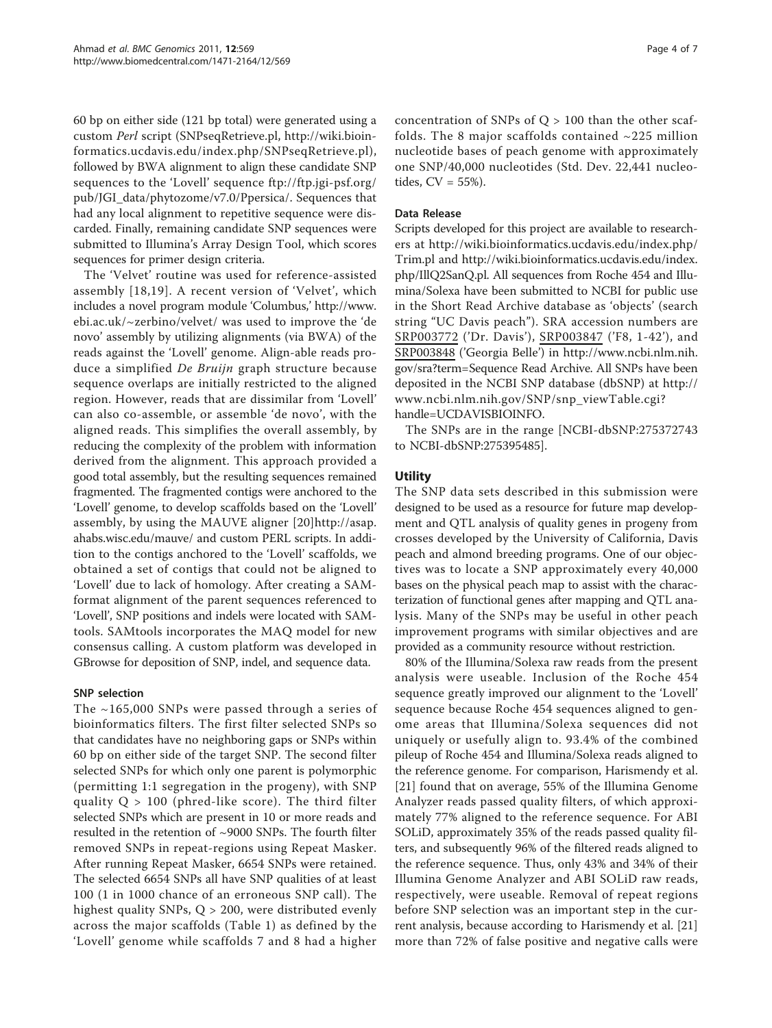60 bp on either side (121 bp total) were generated using a custom *Perl* script (SNPseqRetrieve.pl, http://wiki.bioinformatics.ucdavis.edu/index.php/SNPseqRetrieve.pl), followed by BWA alignment to align these candidate SNP sequences to the 'Lovell' sequence ftp://ftp.jgi-psf.org/pub/JGI_data/phytozome/v7.0/Ppersica/. Sequences that had any local alignment to repetitive sequence were discarded. Finally, remaining candidate SNP sequences were submitted to Illumina's Array Design Tool, which scores sequences for primer design criteria.

The 'Velvet' routine was used for reference-assisted assembly [18,19]. A recent version of 'Velvet', which includes a novel program module 'Columbus,' http://www.ebi.ac.uk/~zerbino/velvet/ was used to improve the 'de novo' assembly by utilizing alignments (via BWA) of the reads against the 'Lovell' genome. Align-able reads produce a simplified *De Bruijn* graph structure because sequence overlaps are initially restricted to the aligned region. However, reads that are dissimilar from 'Lovell' can also co-assemble, or assemble 'de novo', with the aligned reads. This simplifies the overall assembly, by reducing the complexity of the problem with information derived from the alignment. This approach provided a good total assembly, but the resulting sequences remained fragmented. The fragmented contigs were anchored to the 'Lovell' genome, to develop scaffolds based on the 'Lovell' assembly, by using the MAUVE aligner [20]http://asap.ahabs.wisc.edu/mauve/ and custom PERL scripts. In addition to the contigs anchored to the 'Lovell' scaffolds, we obtained a set of contigs that could not be aligned to 'Lovell' due to lack of homology. After creating a SAM-format alignment of the parent sequences referenced to 'Lovell', SNP positions and indels were located with SAMtools. SAMtools incorporates the MAQ model for new consensus calling. A custom platform was developed in GBrowse for deposition of SNP, indel, and sequence data.

### SNP selection

The ~165,000 SNPs were passed through a series of bioinformatics filters. The first filter selected SNPs so that candidates have no neighboring gaps or SNPs within 60 bp on either side of the target SNP. The second filter selected SNPs for which only one parent is polymorphic (permitting 1:1 segregation in the progeny), with SNP quality $Q > 100$ (phred-like score). The third filter selected SNPs which are present in 10 or more reads and resulted in the retention of ~9000 SNPs. The fourth filter removed SNPs in repeat-regions using Repeat Masker. After running Repeat Masker, 6654 SNPs were retained. The selected 6654 SNPs all have SNP qualities of at least 100 (1 in 1000 chance of an erroneous SNP call). The highest quality SNPs, $Q > 200$, were distributed evenly across the major scaffolds (Table 1) as defined by the 'Lovell' genome while scaffolds 7 and 8 had a higher concentration of SNPs of $Q > 100$ than the other scaffolds. The 8 major scaffolds contained ~225 million nucleotide bases of peach genome with approximately one SNP/40,000 nucleotides (Std. Dev. 22,441 nucleotides, CV = 55%).

### Data Release

Scripts developed for this project are available to researchers at http://wiki.bioinformatics.ucdavis.edu/index.php/Trim.pl and http://wiki.bioinformatics.ucdavis.edu/index.php/IllQ2SanQ.pl. All sequences from Roche 454 and Illumina/Solexa have been submitted to NCBI for public use in the Short Read Archive database as 'objects' (search string "UC Davis peach"). SRA accession numbers are SRP003772 ('Dr. Davis'), SRP003847 ('F8, 1-42'), and SRP003848 ('Georgia Belle') in http://www.ncbi.nlm.nih.gov/sra?term=Sequence Read Archive. All SNPs have been deposited in the NCBI SNP database (dbSNP) at http://www.ncbi.nlm.nih.gov/SNP/snp_viewTable.cgi?handle=UCDAVISBIOINFO.

The SNPs are in the range [NCBI-dbSNP:275372743 to NCBI-dbSNP:275395485].

## Utility

The SNP data sets described in this submission were designed to be used as a resource for future map development and QTL analysis of quality genes in progeny from crosses developed by the University of California, Davis peach and almond breeding programs. One of our objectives was to locate a SNP approximately every 40,000 bases on the physical peach map to assist with the characterization of functional genes after mapping and QTL analysis. Many of the SNPs may be useful in other peach improvement programs with similar objectives and are provided as a community resource without restriction.

80% of the Illumina/Solexa raw reads from the present analysis were useable. Inclusion of the Roche 454 sequence greatly improved our alignment to the 'Lovell' sequence because Roche 454 sequences aligned to genome areas that Illumina/Solexa sequences did not uniquely or usefully align to. 93.4% of the combined pileup of Roche 454 and Illumina/Solexa reads aligned to the reference genome. For comparison, Harismendy et al. [21] found that on average, 55% of the Illumina Genome Analyzer reads passed quality filters, of which approximately 77% aligned to the reference sequence. For ABI SOLiD, approximately 35% of the reads passed quality filters, and subsequently 96% of the filtered reads aligned to the reference sequence. Thus, only 43% and 34% of their Illumina Genome Analyzer and ABI SOLiD raw reads, respectively, were useable. Removal of repeat regions before SNP selection was an important step in the current analysis, because according to Harismendy et al. [21] more than 72% of false positive and negative calls were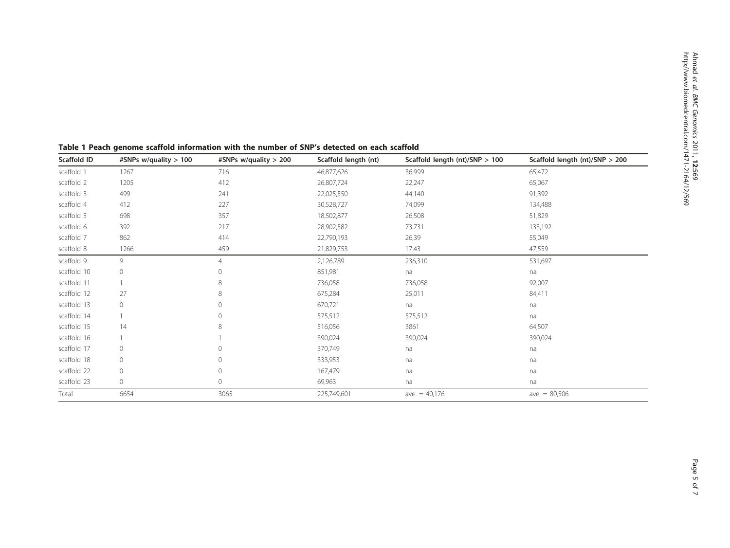**Table 1 Peach genome scaffold information with the number of SNP's detected on each scaffold**

| Scaffold ID | #SNPs w/quality > 100 | #SNPs w/quality > 200 | Scaffold length (nt) | Scaffold length (nt)/SNP > 100 | Scaffold length (nt)/SNP > 200 |
|---|---|---|---|---|---|
| scaffold 1 | 1267 | 716 | 46,877,626 | 36,999 | 65,472 |
| scaffold 2 | 1205 | 412 | 26,807,724 | 22,247 | 65,067 |
| scaffold 3 | 499 | 241 | 22,025,550 | 44,140 | 91,392 |
| scaffold 4 | 412 | 227 | 30,528,727 | 74,099 | 134,488 |
| scaffold 5 | 698 | 357 | 18,502,877 | 26,508 | 51,829 |
| scaffold 6 | 392 | 217 | 28,902,582 | 73,731 | 133,192 |
| scaffold 7 | 862 | 414 | 22,790,193 | 26,39 | 55,049 |
| scaffold 8 | 1266 | 459 | 21,829,753 | 17,43 | 47,559 |
| scaffold 9 | 9 | 4 | 2,126,789 | 236,310 | 531,697 |
| scaffold 10 | 0 | 0 | 851,981 | na | na |
| scaffold 11 | 1 | 8 | 736,058 | 736,058 | 92,007 |
| scaffold 12 | 27 | 8 | 675,284 | 25,011 | 84,411 |
| scaffold 13 | 0 | 0 | 670,721 | na | na |
| scaffold 14 | 1 | 0 | 575,512 | 575,512 | na |
| scaffold 15 | 14 | 8 | 516,056 | 3861 | 64,507 |
| scaffold 16 | 1 | 1 | 390,024 | 390,024 | 390,024 |
| scaffold 17 | 0 | 0 | 370,749 | na | na |
| scaffold 18 | 0 | 0 | 333,953 | na | na |
| scaffold 22 | 0 | 0 | 167,479 | na | na |
| scaffold 23 | 0 | 0 | 69,963 | na | na |
| Total | 6654 | 3065 | 225,749,601 | ave. = 40,176 | ave. = 80,506 |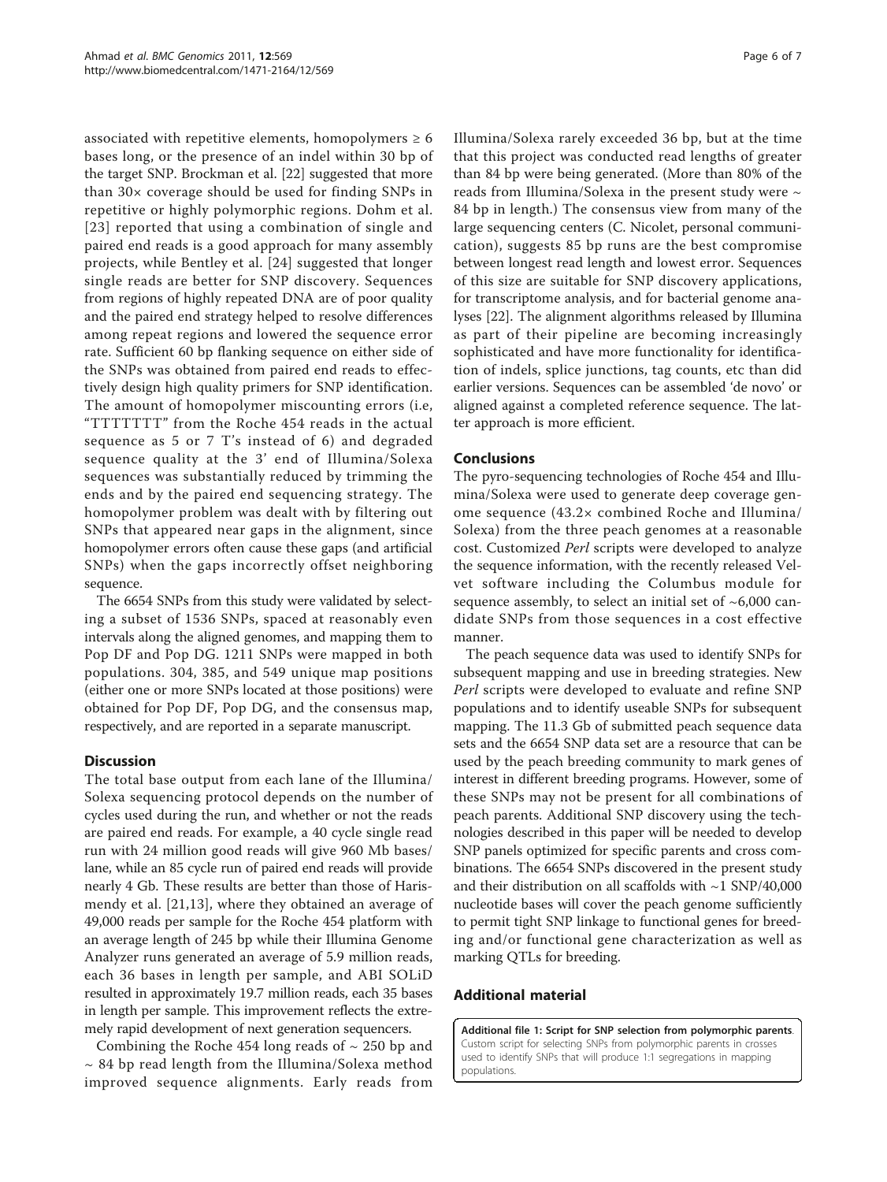associated with repetitive elements, homopolymers ≥ 6 bases long, or the presence of an indel within 30 bp of the target SNP. Brockman et al. [22] suggested that more than 30× coverage should be used for finding SNPs in repetitive or highly polymorphic regions. Dohm et al. [23] reported that using a combination of single and paired end reads is a good approach for many assembly projects, while Bentley et al. [24] suggested that longer single reads are better for SNP discovery. Sequences from regions of highly repeated DNA are of poor quality and the paired end strategy helped to resolve differences among repeat regions and lowered the sequence error rate. Sufficient 60 bp flanking sequence on either side of the SNPs was obtained from paired end reads to effectively design high quality primers for SNP identification. The amount of homopolymer miscounting errors (i.e, "TTTTTTT" from the Roche 454 reads in the actual sequence as 5 or 7 T's instead of 6) and degraded sequence quality at the 3' end of Illumina/Solexa sequences was substantially reduced by trimming the ends and by the paired end sequencing strategy. The homopolymer problem was dealt with by filtering out SNPs that appeared near gaps in the alignment, since homopolymer errors often cause these gaps (and artificial SNPs) when the gaps incorrectly offset neighboring sequence.

The 6654 SNPs from this study were validated by selecting a subset of 1536 SNPs, spaced at reasonably even intervals along the aligned genomes, and mapping them to Pop DF and Pop DG. 1211 SNPs were mapped in both populations. 304, 385, and 549 unique map positions (either one or more SNPs located at those positions) were obtained for Pop DF, Pop DG, and the consensus map, respectively, and are reported in a separate manuscript.

## Discussion

The total base output from each lane of the Illumina/Solexa sequencing protocol depends on the number of cycles used during the run, and whether or not the reads are paired end reads. For example, a 40 cycle single read run with 24 million good reads will give 960 Mb bases/lane, while an 85 cycle run of paired end reads will provide nearly 4 Gb. These results are better than those of Harismendy et al. [21,13], where they obtained an average of 49,000 reads per sample for the Roche 454 platform with an average length of 245 bp while their Illumina Genome Analyzer runs generated an average of 5.9 million reads, each 36 bases in length per sample, and ABI SOLiD resulted in approximately 19.7 million reads, each 35 bases in length per sample. This improvement reflects the extremely rapid development of next generation sequencers.

Combining the Roche 454 long reads of ~ 250 bp and ~ 84 bp read length from the Illumina/Solexa method improved sequence alignments. Early reads from Illumina/Solexa rarely exceeded 36 bp, but at the time that this project was conducted read lengths of greater than 84 bp were being generated. (More than 80% of the reads from Illumina/Solexa in the present study were ~ 84 bp in length.) The consensus view from many of the large sequencing centers (C. Nicolet, personal communication), suggests 85 bp runs are the best compromise between longest read length and lowest error. Sequences of this size are suitable for SNP discovery applications, for transcriptome analysis, and for bacterial genome analyses [22]. The alignment algorithms released by Illumina as part of their pipeline are becoming increasingly sophisticated and have more functionality for identification of indels, splice junctions, tag counts, etc than did earlier versions. Sequences can be assembled 'de novo' or aligned against a completed reference sequence. The latter approach is more efficient.

## Conclusions

The pyro-sequencing technologies of Roche 454 and Illumina/Solexa were used to generate deep coverage genome sequence (43.2× combined Roche and Illumina/Solexa) from the three peach genomes at a reasonable cost. Customized *Perl* scripts were developed to analyze the sequence information, with the recently released Velvet software including the Columbus module for sequence assembly, to select an initial set of ~6,000 candidate SNPs from those sequences in a cost effective manner.

The peach sequence data was used to identify SNPs for subsequent mapping and use in breeding strategies. New *Perl* scripts were developed to evaluate and refine SNP populations and to identify useable SNPs for subsequent mapping. The 11.3 Gb of submitted peach sequence data sets and the 6654 SNP data set are a resource that can be used by the peach breeding community to mark genes of interest in different breeding programs. However, some of these SNPs may not be present for all combinations of peach parents. Additional SNP discovery using the technologies described in this paper will be needed to develop SNP panels optimized for specific parents and cross combinations. The 6654 SNPs discovered in the present study and their distribution on all scaffolds with ~1 SNP/40,000 nucleotide bases will cover the peach genome sufficiently to permit tight SNP linkage to functional genes for breeding and/or functional gene characterization as well as marking QTLs for breeding.

## Additional material

**Additional file 1: Script for SNP selection from polymorphic parents.** Custom script for selecting SNPs from polymorphic parents in crosses used to identify SNPs that will produce 1:1 segregations in mapping populations.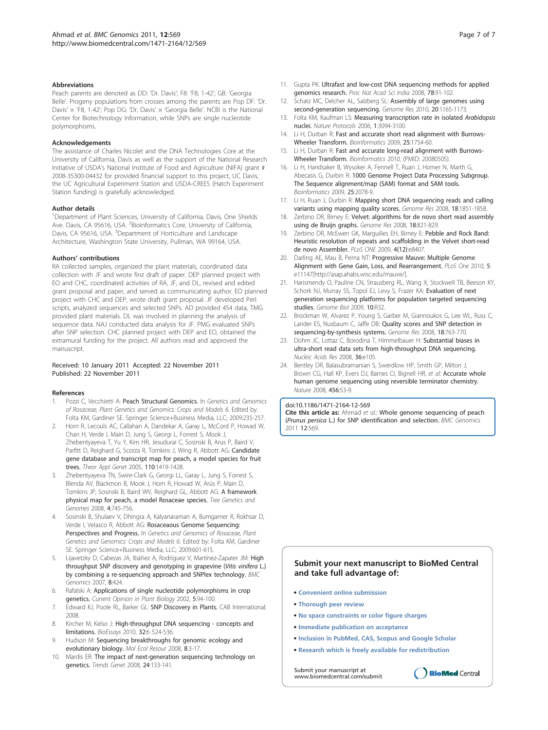### Abbreviations

Peach parents are denoted as DD: 'Dr. Davis'; F8: 'F8, 1-42'; GB: 'Georgia Belle'. Progeny populations from crosses among the parents are Pop DF: 'Dr. Davis' × 'F8, 1-42'; Pop DG: 'Dr. Davis' × 'Georgia Belle'. NCBI is the National Center for Biotechnology Information, while SNPs are single nucleotide polymorphisms.

### Acknowledgements

The assistance of Charles Nicolet and the DNA Technologies Core at the University of California, Davis as well as the support of the National Research Initiative of USDA's National Institute of Food and Agriculture (NIFA) grant # 2008-35300-04432 for provided financial support to this project, UC Davis, the UC Agricultural Experiment Station and USDA-CREES (Hatch Experiment Station funding) is gratefully acknowledged.

### Author details

[1]Department of Plant Sciences, University of California, Davis, One Shields Ave. Davis, CA 95616, USA. [2]Bioinformatics Core, University of California, Davis, CA 95616, USA. [3]Department of Horticulture and Landscape Architecture, Washington State University, Pullman, WA 99164, USA.

### Authors' contributions

RA collected samples, organized the plant materials, coordinated data collection with JF and wrote first draft of paper. DEP planned project with EO and CHC, coordinated activities of RA, JF, and DL, revised and edited grant proposal and paper, and served as communicating author. EO planned project with CHC and DEP, wrote draft grant proposal. JF developed Perl scripts, analyzed sequences and selected SNPs. AD provided 454 data, TMG provided plant materials. DL was involved in planning the analysis of sequence data. NAJ conducted data analysis for JF. PMG evaluated SNPs after SNP selection. CHC planned project with DEP and EO, obtained the extramural funding for the project. All authors read and approved the manuscript.

Received: 10 January 2011 Accepted: 22 November 2011
Published: 22 November 2011

### References

1. Pozzi C, Vecchietti A: **Peach Structural Genomics.** In *Genetics and Genomics of Rosaceae, Plant Genetics and Genomics: Crops and Models 6.* Edited by: Folta KM, Gardiner SE. Springer Science+Business Media, LLC; 2009:235-257.
2. Horn R, Lecouls AC, Callahan A, Dandekar A, Garay L, McCord P, Howad W, Chan H, Verde I, Main D, Jung S, Georgi L, Forrest S, Mook J, Zhebentyayeva T, Yu Y, Kim HR, Jesudurai C, Sosinski B, Arus P, Baird V, Parfitt D, Reighard G, Scorza R, Tomkins J, Wing R, Abbott AG: **Candidate gene database and transcript map for peach, a model species for fruit trees.** *Theor Appl Genet* 2005, **110**:1419-1428.
3. Zhebentyayeva TN, Swire-Clark G, Georgi LL, Garay L, Jung S, Forrest S, Blenda AV, Blackmon B, Mook J, Horn R, Howad W, Arús P, Main D, Tomkins JP, Sosinski B, Baird WV, Reighard GL, Abbott AG: **A framework physical map for peach, a model Rosaceae species.** *Tree Genetics and Genomes* 2008, **4**:745-756.
4. Sosinski B, Shulaev V, Dhingra A, Kalyanaraman A, Bumgarner R, Rokhsar D, Verde I, Velasco R, Abbott AG: **Rosaceaous Genome Sequencing: Perspectives and Progress.** In *Genetics and Genomics of Rosaceae, Plant Genetics and Genomics: Crops and Models 6.* Edited by: Folta KM, Gardiner SE. Springer Science+Business Media, LLC; 2009:601-615.
5. Lijavetzky D, Cabezas JA, Ibáñez A, Rodríguez V, Martínez-Zapater JM: **High throughput SNP discovery and genotyping in grapevine (*Vitis vinifera* L.) by combining a re-sequencing approach and SNPlex technology.** *BMC Genomics* 2007, **8**:424.
6. Rafalski A: **Applications of single nucleotide polymorphisms in crop genetics.** *Current Opinion in Plant Biology* 2002, **5**:94-100.
7. Edward KJ, Poole RL, Barker GL: **SNP Discovery in Plants.** CAB International; 2008.
8. Kircher M, Kelso J: **High-throughput DNA sequencing - concepts and limitations.** *BioEssays* 2010, **32**:6 524-536.
9. Hudson M: **Sequencing breakthroughs for genomic ecology and evolutionary biology.** *Mol Ecol Resour* 2008, **8**:3-17.
10. Mardis ER: **The impact of next-generation sequencing technology on genetics.** *Trends Genet* 2008, **24**:133-141.
11. Gupta PK: **Ultrafast and low-cost DNA sequencing methods for applied genomics research.** *Proc Nat Acad Sci India* 2008, **78**:91-102.
12. Schatz MC, Delcher AL, Salzberg SL: **Assembly of large genomes using second-generation sequencing.** *Genome Res* 2010, **20**:1165-1173.
13. Folta KM, Kaufman LS: **Measuring transcription rate in isolated *Arabidopsis* nuclei.** *Nature Protocols* 2006, **1**:3094-3100.
14. Li H, Durban R: **Fast and accurate short read alignment with Burrows-Wheeler Transform.** *Bioinformatics* 2009, **25**:1754-60.
15. Li H, Durban R: **Fast and accurate long-read alignment with Burrows-Wheeler Transform.** *Bioinformatics* 2010, (PMID: 20080505).
16. Li H, Handsaker B, Wysoker A, Fennell T, Ruan J, Homer N, Marth G, Abecasis G, Durbin R: **1000 Genome Project Data Processing Subgroup. The Sequence alignment/map (SAM) format and SAM tools.** *Bioinformatics* 2009, **25**:2078-9.
17. Li H, Ruan J, Durbin R: **Mapping short DNA sequencing reads and calling variants using mapping quality scores.** *Genome Res* 2008, **18**:1851-1858.
18. Zerbino DR, Birney E: **Velvet: algorithms for de novo short read assembly using de Bruijn graphs.** *Genome Res* 2008, **18**:821-829.
19. Zerbino DR, McEwen GK, Marguilies EH, Birney E: **Pebble and Rock Band: Heuristic resolution of repeats and scaffolding in the Velvet short-read de novo Assembler.** *PLoS ONE* 2009, **4(12)**:e8407.
20. Darling AE, Mau B, Perna NT: **Progressive Mauve: Multiple Genome Alignment with Gene Gain, Loss, and Rearrangement.** *PLoS One* 2010, **5**: e11147[http://asap.ahabs.wisc.edu/mauve/].
21. Harismendy O, Pauline CN, Strausberg RL, Wang X, Stockwell TB, Beeson KY, Schork NJ, Murray SS, Topol EJ, Levy S, Frazer KA: **Evaluation of next generation sequencing platforms for population targeted sequencing studies.** *Genome Biol* 2009, **10**:R32.
22. Brockman W, Alvarez P, Young S, Garber M, Giannoukos G, Lee WL, Russ C, Lander ES, Nusbaum C, Jaffe DB: **Quality scores and SNP detection in sequencing-by-synthesis systems.** *Genome Res* 2008, **18**:763-770.
23. Dohm JC, Lottaz C, Borodina T, Himmelbauer H: **Substantial biases in ultra-short read data sets from high-throughput DNA sequencing.** *Nucleic Acids Res* 2008, **36**:e105.
24. Bentley DR, Balasubramanian S, Swerdlow HP, Smith GP, Milton J, Brown CG, Hall KP, Evers DJ, Barnes CI, Bignell HR, *et al*: **Accurate whole human genome sequencing using reversible terminator chemistry.** *Nature* 2008, **456**:53-9.

doi:10.1186/1471-2164-12-569
**Cite this article as:** Ahmad *et al.*: Whole genome sequencing of peach (*Prunus persica* L.) for SNP identification and selection. *BMC Genomics* 2011 **12**:569.

**Submit your next manuscript to BioMed Central and take full advantage of:**

- Convenient online submission
- Thorough peer review
- No space constraints or color figure charges
- Immediate publication on acceptance
- Inclusion in PubMed, CAS, Scopus and Google Scholar
- Research which is freely available for redistribution

Submit your manuscript at
www.biomedcentral.com/submit

BioMed Central